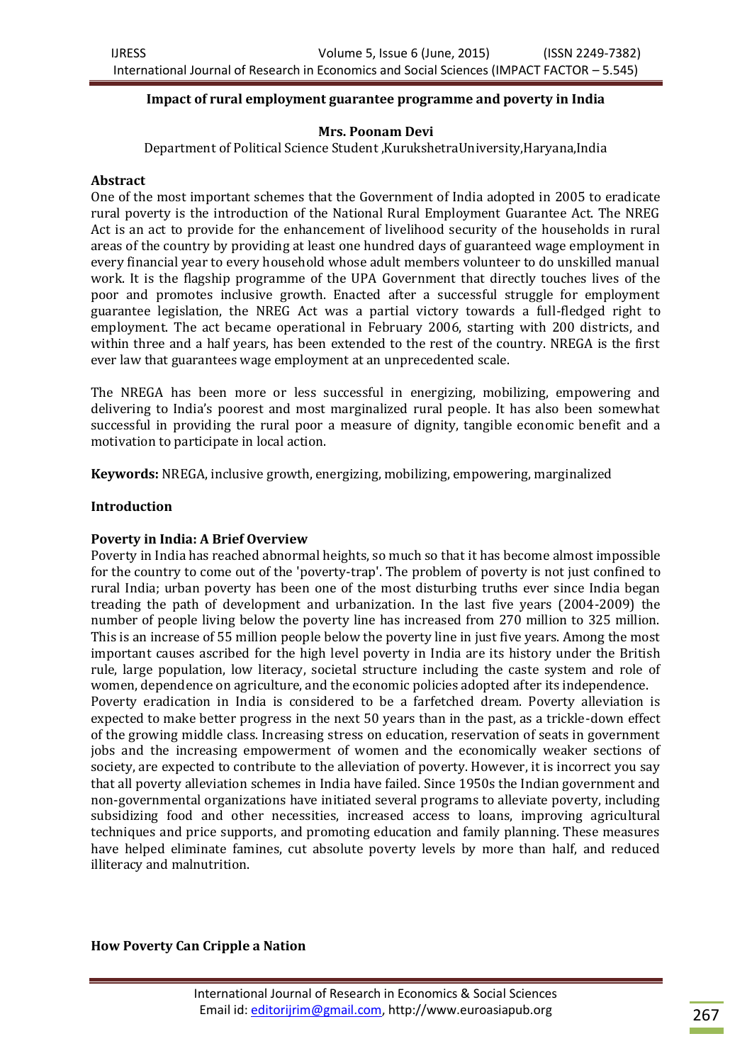## Impact of rural employment guarantee programme and poverty in India

**Mrs. Poonam Devi**

Department of Political Science Student ,KurukshetraUniversity,Haryana,India

### Abstract

One of the most important schemes that the Government of India adopted in 2005 to eradicate rural poverty is the introduction of the National Rural Employment Guarantee Act. The NREG Act is an act to provide for the enhancement of livelihood security of the households in rural areas of the country by providing at least one hundred days of guaranteed wage employment in every financial year to every household whose adult members volunteer to do unskilled manual work. It is the flagship programme of the UPA Government that directly touches lives of the poor and promotes inclusive growth. Enacted after a successful struggle for employment guarantee legislation, the NREG Act was a partial victory towards a full-fledged right to employment. The act became operational in February 2006, starting with 200 districts, and within three and a half years, has been extended to the rest of the country. NREGA is the first ever law that guarantees wage employment at an unprecedented scale.

The NREGA has been more or less successful in energizing, mobilizing, empowering and delivering to India's poorest and most marginalized rural people. It has also been somewhat successful in providing the rural poor a measure of dignity, tangible economic benefit and a motivation to participate in local action.

**Keywords:** NREGA, inclusive growth, energizing, mobilizing, empowering, marginalized

### Introduction

### Poverty in India: A Brief Overview

Poverty in India has reached abnormal heights, so much so that it has become almost impossible for the country to come out of the 'poverty-trap'. The problem of poverty is not just confined to rural India; urban poverty has been one of the most disturbing truths ever since India began treading the path of development and urbanization. In the last five years (2004-2009) the number of people living below the poverty line has increased from 270 million to 325 million. This is an increase of 55 million people below the poverty line in just five years. Among the most important causes ascribed for the high level poverty in India are its history under the British rule, large population, low literacy, societal structure including the caste system and role of women, dependence on agriculture, and the economic policies adopted after its independence.

Poverty eradication in India is considered to be a farfetched dream. Poverty alleviation is expected to make better progress in the next 50 years than in the past, as a trickle-down effect of the growing middle class. Increasing stress on education, reservation of seats in government jobs and the increasing empowerment of women and the economically weaker sections of society, are expected to contribute to the alleviation of poverty. However, it is incorrect you say that all poverty alleviation schemes in India have failed. Since 1950s the Indian government and non-governmental organizations have initiated several programs to alleviate poverty, including subsidizing food and other necessities, increased access to loans, improving agricultural techniques and price supports, and promoting education and family planning. These measures have helped eliminate famines, cut absolute poverty levels by more than half, and reduced illiteracy and malnutrition.

### How Poverty Can Cripple a Nation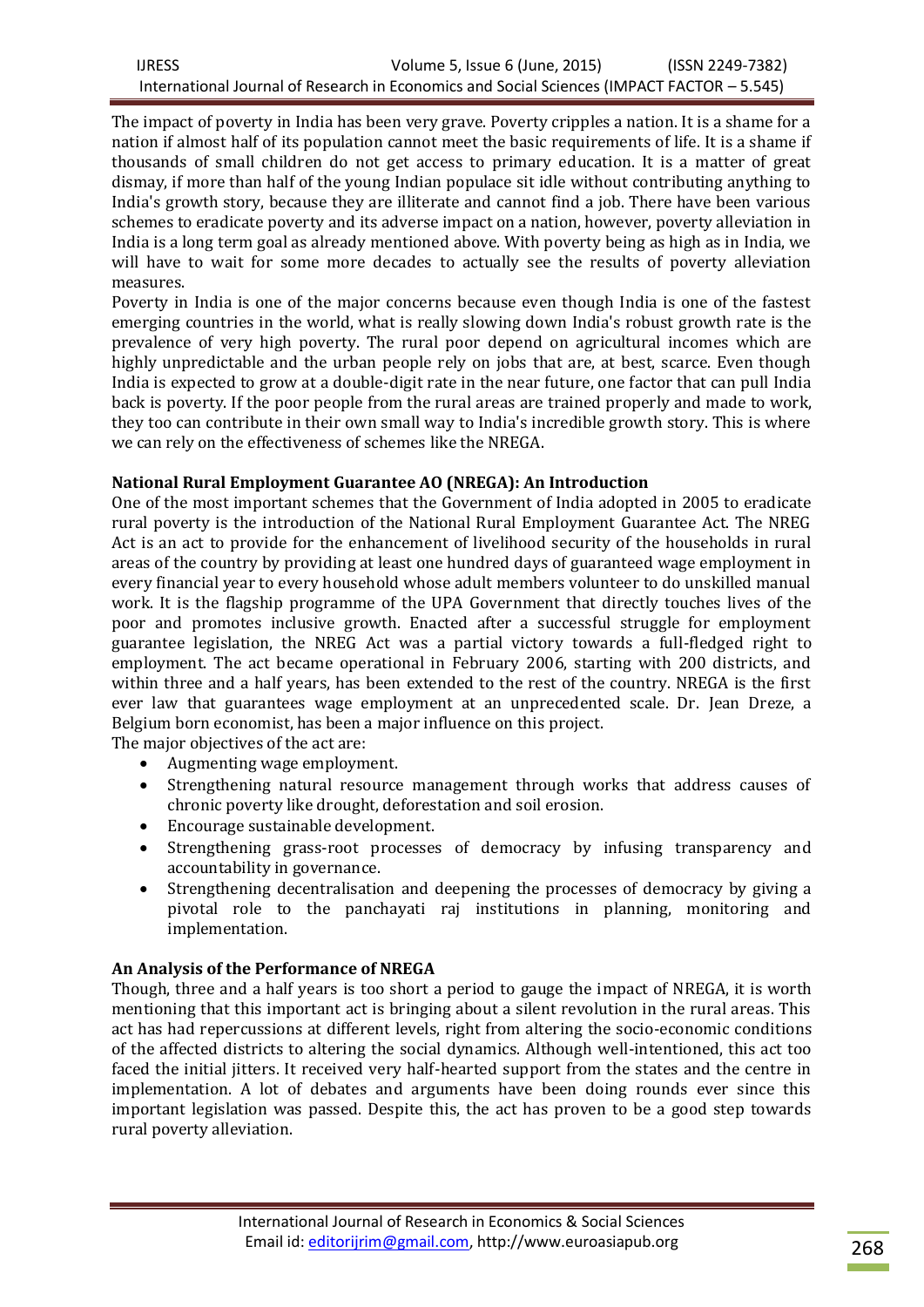The impact of poverty in India has been very grave. Poverty cripples a nation. It is a shame for a nation if almost half of its population cannot meet the basic requirements of life. It is a shame if thousands of small children do not get access to primary education. It is a matter of great dismay, if more than half of the young Indian populace sit idle without contributing anything to India's growth story, because they are illiterate and cannot find a job. There have been various schemes to eradicate poverty and its adverse impact on a nation, however, poverty alleviation in India is a long term goal as already mentioned above. With poverty being as high as in India, we will have to wait for some more decades to actually see the results of poverty alleviation measures.

Poverty in India is one of the major concerns because even though India is one of the fastest emerging countries in the world, what is really slowing down India's robust growth rate is the prevalence of very high poverty. The rural poor depend on agricultural incomes which are highly unpredictable and the urban people rely on jobs that are, at best, scarce. Even though India is expected to grow at a double-digit rate in the near future, one factor that can pull India back is poverty. If the poor people from the rural areas are trained properly and made to work, they too can contribute in their own small way to India's incredible growth story. This is where we can rely on the effectiveness of schemes like the NREGA.

**National Rural Employment Guarantee AO (NREGA): An Introduction**

One of the most important schemes that the Government of India adopted in 2005 to eradicate rural poverty is the introduction of the National Rural Employment Guarantee Act. The NREG Act is an act to provide for the enhancement of livelihood security of the households in rural areas of the country by providing at least one hundred days of guaranteed wage employment in every financial year to every household whose adult members volunteer to do unskilled manual work. It is the flagship programme of the UPA Government that directly touches lives of the poor and promotes inclusive growth. Enacted after a successful struggle for employment guarantee legislation, the NREG Act was a partial victory towards a full-fledged right to employment. The act became operational in February 2006, starting with 200 districts, and within three and a half years, has been extended to the rest of the country. NREGA is the first ever law that guarantees wage employment at an unprecedented scale. Dr. Jean Dreze, a Belgium born economist, has been a major influence on this project.

The major objectives of the act are:

- Augmenting wage employment.
- Strengthening natural resource management through works that address causes of chronic poverty like drought, deforestation and soil erosion.
- Encourage sustainable development.
- Strengthening grass-root processes of democracy by infusing transparency and accountability in governance.
- Strengthening decentralisation and deepening the processes of democracy by giving a pivotal role to the panchayati raj institutions in planning, monitoring and implementation.

**An Analysis of the Performance of NREGA**

Though, three and a half years is too short a period to gauge the impact of NREGA, it is worth mentioning that this important act is bringing about a silent revolution in the rural areas. This act has had repercussions at different levels, right from altering the socio-economic conditions of the affected districts to altering the social dynamics. Although well-intentioned, this act too faced the initial jitters. It received very half-hearted support from the states and the centre in implementation. A lot of debates and arguments have been doing rounds ever since this important legislation was passed. Despite this, the act has proven to be a good step towards rural poverty alleviation.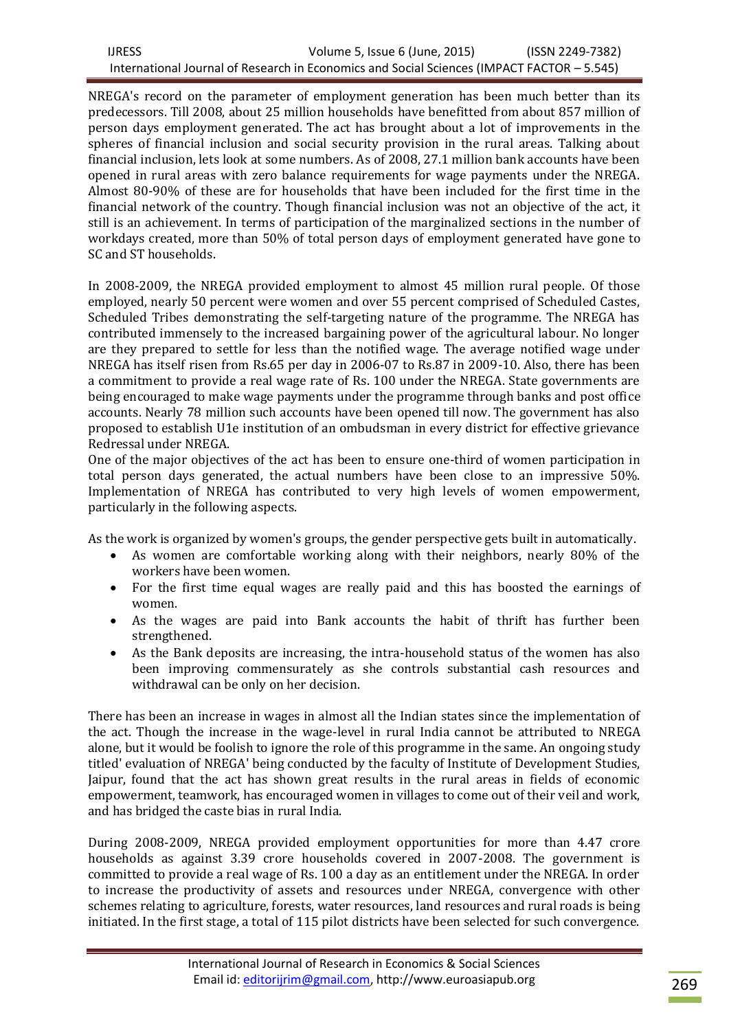NREGA's record on the parameter of employment generation has been much better than its predecessors. Till 2008, about 25 million households have benefitted from about 857 million of person days employment generated. The act has brought about a lot of improvements in the spheres of financial inclusion and social security provision in the rural areas. Talking about financial inclusion, lets look at some numbers. As of 2008, 27.1 million bank accounts have been opened in rural areas with zero balance requirements for wage payments under the NREGA. Almost 80-90% of these are for households that have been included for the first time in the financial network of the country. Though financial inclusion was not an objective of the act, it still is an achievement. In terms of participation of the marginalized sections in the number of workdays created, more than 50% of total person days of employment generated have gone to SC and ST households.

In 2008-2009, the NREGA provided employment to almost 45 million rural people. Of those employed, nearly 50 percent were women and over 55 percent comprised of Scheduled Castes, Scheduled Tribes demonstrating the self-targeting nature of the programme. The NREGA has contributed immensely to the increased bargaining power of the agricultural labour. No longer are they prepared to settle for less than the notified wage. The average notified wage under NREGA has itself risen from Rs.65 per day in 2006-07 to Rs.87 in 2009-10. Also, there has been a commitment to provide a real wage rate of Rs. 100 under the NREGA. State governments are being encouraged to make wage payments under the programme through banks and post office accounts. Nearly 78 million such accounts have been opened till now. The government has also proposed to establish U1e institution of an ombudsman in every district for effective grievance Redressal under NREGA.

One of the major objectives of the act has been to ensure one-third of women participation in total person days generated, the actual numbers have been close to an impressive 50%. Implementation of NREGA has contributed to very high levels of women empowerment, particularly in the following aspects.

As the work is organized by women's groups, the gender perspective gets built in automatically.

- As women are comfortable working along with their neighbors, nearly 80% of the workers have been women.
- For the first time equal wages are really paid and this has boosted the earnings of women.
- As the wages are paid into Bank accounts the habit of thrift has further been strengthened.
- As the Bank deposits are increasing, the intra-household status of the women has also been improving commensurately as she controls substantial cash resources and withdrawal can be only on her decision.

There has been an increase in wages in almost all the Indian states since the implementation of the act. Though the increase in the wage-level in rural India cannot be attributed to NREGA alone, but it would be foolish to ignore the role of this programme in the same. An ongoing study titled' evaluation of NREGA' being conducted by the faculty of Institute of Development Studies, Jaipur, found that the act has shown great results in the rural areas in fields of economic empowerment, teamwork, has encouraged women in villages to come out of their veil and work, and has bridged the caste bias in rural India.

During 2008-2009, NREGA provided employment opportunities for more than 4.47 crore households as against 3.39 crore households covered in 2007-2008. The government is committed to provide a real wage of Rs. 100 a day as an entitlement under the NREGA. In order to increase the productivity of assets and resources under NREGA, convergence with other schemes relating to agriculture, forests, water resources, land resources and rural roads is being initiated. In the first stage, a total of 115 pilot districts have been selected for such convergence.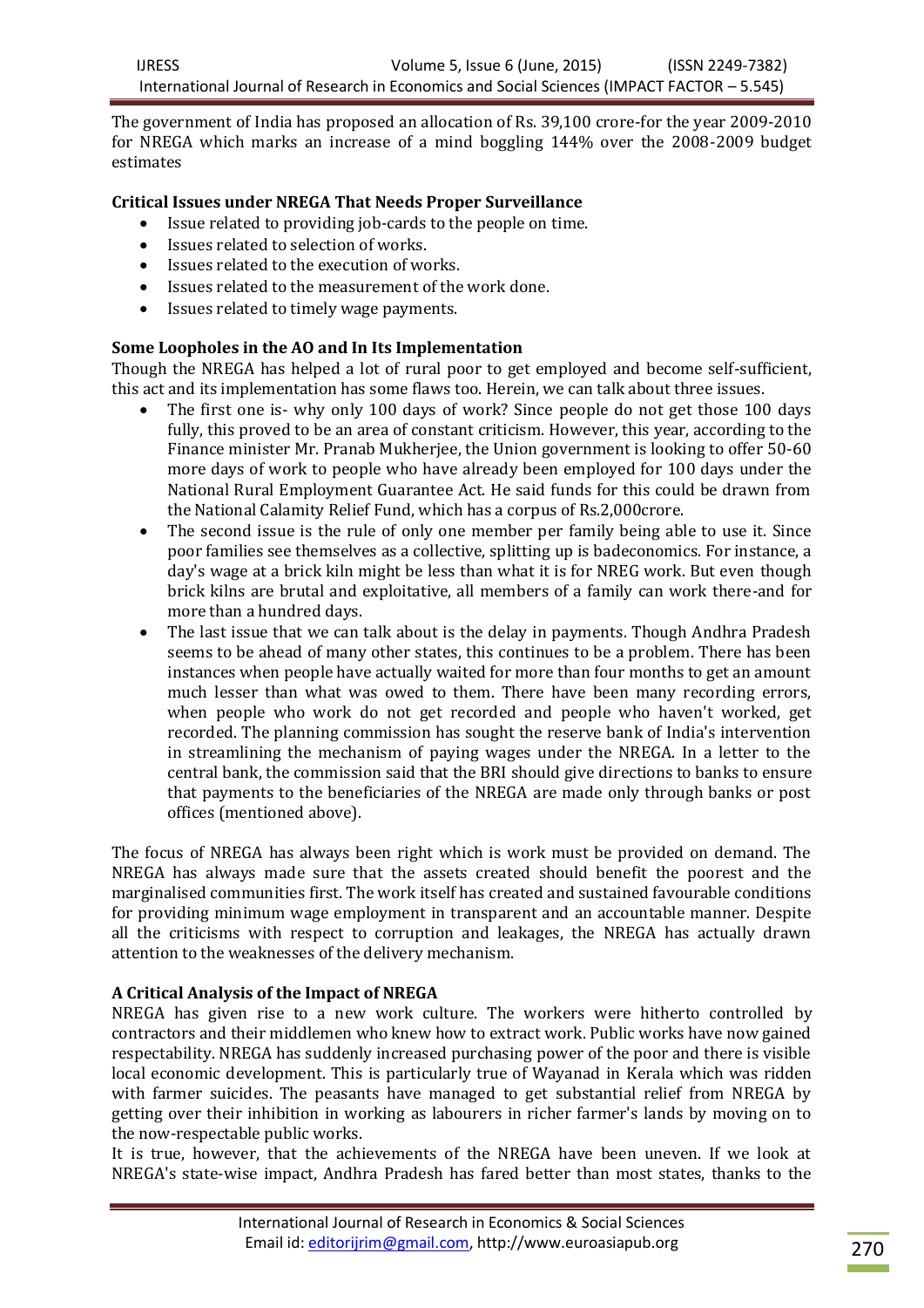The government of India has proposed an allocation of Rs. 39,100 crore-for the year 2009-2010 for NREGA which marks an increase of a mind boggling 144% over the 2008-2009 budget estimates

**Critical Issues under NREGA That Needs Proper Surveillance**

- Issue related to providing job-cards to the people on time.
- Issues related to selection of works.
- Issues related to the execution of works.
- Issues related to the measurement of the work done.
- Issues related to timely wage payments.

**Some Loopholes in the AO and In Its Implementation**

Though the NREGA has helped a lot of rural poor to get employed and become self-sufficient, this act and its implementation has some flaws too. Herein, we can talk about three issues.

- The first one is- why only 100 days of work? Since people do not get those 100 days fully, this proved to be an area of constant criticism. However, this year, according to the Finance minister Mr. Pranab Mukherjee, the Union government is looking to offer 50-60 more days of work to people who have already been employed for 100 days under the National Rural Employment Guarantee Act. He said funds for this could be drawn from the National Calamity Relief Fund, which has a corpus of Rs.2,000crore.
- The second issue is the rule of only one member per family being able to use it. Since poor families see themselves as a collective, splitting up is badeconomics. For instance, a day's wage at a brick kiln might be less than what it is for NREG work. But even though brick kilns are brutal and exploitative, all members of a family can work there-and for more than a hundred days.
- The last issue that we can talk about is the delay in payments. Though Andhra Pradesh seems to be ahead of many other states, this continues to be a problem. There has been instances when people have actually waited for more than four months to get an amount much lesser than what was owed to them. There have been many recording errors, when people who work do not get recorded and people who haven't worked, get recorded. The planning commission has sought the reserve bank of India's intervention in streamlining the mechanism of paying wages under the NREGA. In a letter to the central bank, the commission said that the BRI should give directions to banks to ensure that payments to the beneficiaries of the NREGA are made only through banks or post offices (mentioned above).

The focus of NREGA has always been right which is work must be provided on demand. The NREGA has always made sure that the assets created should benefit the poorest and the marginalised communities first. The work itself has created and sustained favourable conditions for providing minimum wage employment in transparent and an accountable manner. Despite all the criticisms with respect to corruption and leakages, the NREGA has actually drawn attention to the weaknesses of the delivery mechanism.

**A Critical Analysis of the Impact of NREGA**

NREGA has given rise to a new work culture. The workers were hitherto controlled by contractors and their middlemen who knew how to extract work. Public works have now gained respectability. NREGA has suddenly increased purchasing power of the poor and there is visible local economic development. This is particularly true of Wayanad in Kerala which was ridden with farmer suicides. The peasants have managed to get substantial relief from NREGA by getting over their inhibition in working as labourers in richer farmer's lands by moving on to the now-respectable public works.

It is true, however, that the achievements of the NREGA have been uneven. If we look at NREGA's state-wise impact, Andhra Pradesh has fared better than most states, thanks to the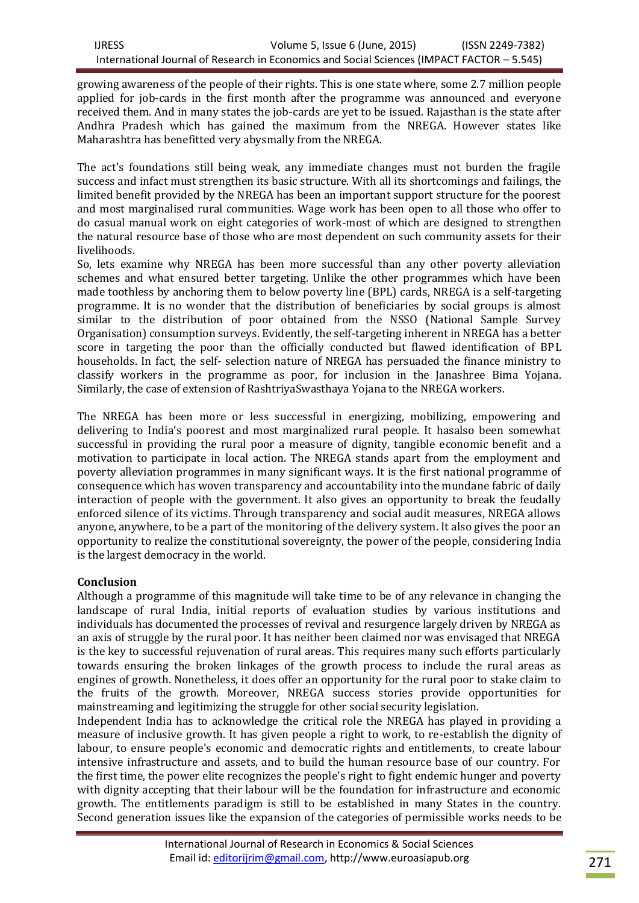growing awareness of the people of their rights. This is one state where, some 2.7 million people applied for job-cards in the first month after the programme was announced and everyone received them. And in many states the job-cards are yet to be issued. Rajasthan is the state after Andhra Pradesh which has gained the maximum from the NREGA. However states like Maharashtra has benefitted very abysmally from the NREGA.

The act's foundations still being weak, any immediate changes must not burden the fragile success and infact must strengthen its basic structure. With all its shortcomings and failings, the limited benefit provided by the NREGA has been an important support structure for the poorest and most marginalised rural communities. Wage work has been open to all those who offer to do casual manual work on eight categories of work-most of which are designed to strengthen the natural resource base of those who are most dependent on such community assets for their livelihoods.

So, lets examine why NREGA has been more successful than any other poverty alleviation schemes and what ensured better targeting. Unlike the other programmes which have been made toothless by anchoring them to below poverty line (BPL) cards, NREGA is a self-targeting programme. It is no wonder that the distribution of beneficiaries by social groups is almost similar to the distribution of poor obtained from the NSSO (National Sample Survey Organisation) consumption surveys. Evidently, the self-targeting inherent in NREGA has a better score in targeting the poor than the officially conducted but flawed identification of BPL households. In fact, the self- selection nature of NREGA has persuaded the finance ministry to classify workers in the programme as poor, for inclusion in the Janashree Bima Yojana. Similarly, the case of extension of RashtriyaSwasthaya Yojana to the NREGA workers.

The NREGA has been more or less successful in energizing, mobilizing, empowering and delivering to India's poorest and most marginalized rural people. It hasalso been somewhat successful in providing the rural poor a measure of dignity, tangible economic benefit and a motivation to participate in local action. The NREGA stands apart from the employment and poverty alleviation programmes in many significant ways. It is the first national programme of consequence which has woven transparency and accountability into the mundane fabric of daily interaction of people with the government. It also gives an opportunity to break the feudally enforced silence of its victims. Through transparency and social audit measures, NREGA allows anyone, anywhere, to be a part of the monitoring of the delivery system. It also gives the poor an opportunity to realize the constitutional sovereignty, the power of the people, considering India is the largest democracy in the world.

**Conclusion**

Although a programme of this magnitude will take time to be of any relevance in changing the landscape of rural India, initial reports of evaluation studies by various institutions and individuals has documented the processes of revival and resurgence largely driven by NREGA as an axis of struggle by the rural poor. It has neither been claimed nor was envisaged that NREGA is the key to successful rejuvenation of rural areas. This requires many such efforts particularly towards ensuring the broken linkages of the growth process to include the rural areas as engines of growth. Nonetheless, it does offer an opportunity for the rural poor to stake claim to the fruits of the growth. Moreover, NREGA success stories provide opportunities for mainstreaming and legitimizing the struggle for other social security legislation.

Independent India has to acknowledge the critical role the NREGA has played in providing a measure of inclusive growth. It has given people a right to work, to re-establish the dignity of labour, to ensure people's economic and democratic rights and entitlements, to create labour intensive infrastructure and assets, and to build the human resource base of our country. For the first time, the power elite recognizes the people's right to fight endemic hunger and poverty with dignity accepting that their labour will be the foundation for infrastructure and economic growth. The entitlements paradigm is still to be established in many States in the country. Second generation issues like the expansion of the categories of permissible works needs to be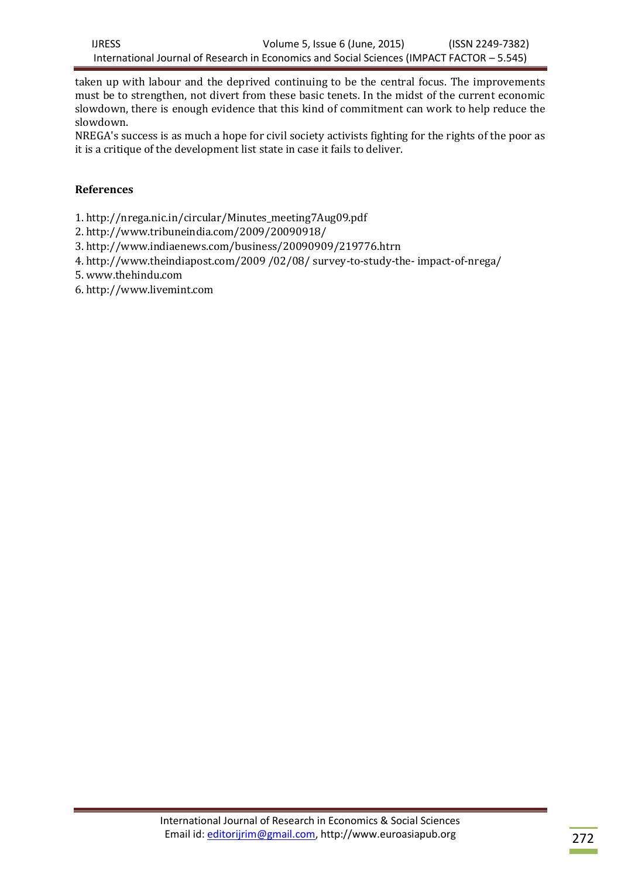taken up with labour and the deprived continuing to be the central focus. The improvements must be to strengthen, not divert from these basic tenets. In the midst of the current economic slowdown, there is enough evidence that this kind of commitment can work to help reduce the slowdown.

NREGA's success is as much a hope for civil society activists fighting for the rights of the poor as it is a critique of the development list state in case it fails to deliver.

## References

1. http://nrega.nic.in/circular/Minutes_meeting7Aug09.pdf
2. http://www.tribuneindia.com/2009/20090918/
3. http://www.indiaenews.com/business/20090909/219776.htrn
4. http://www.theindiapost.com/2009 /02/08/ survey-to-study-the- impact-of-nrega/
5. www.thehindu.com
6. http://www.livemint.com